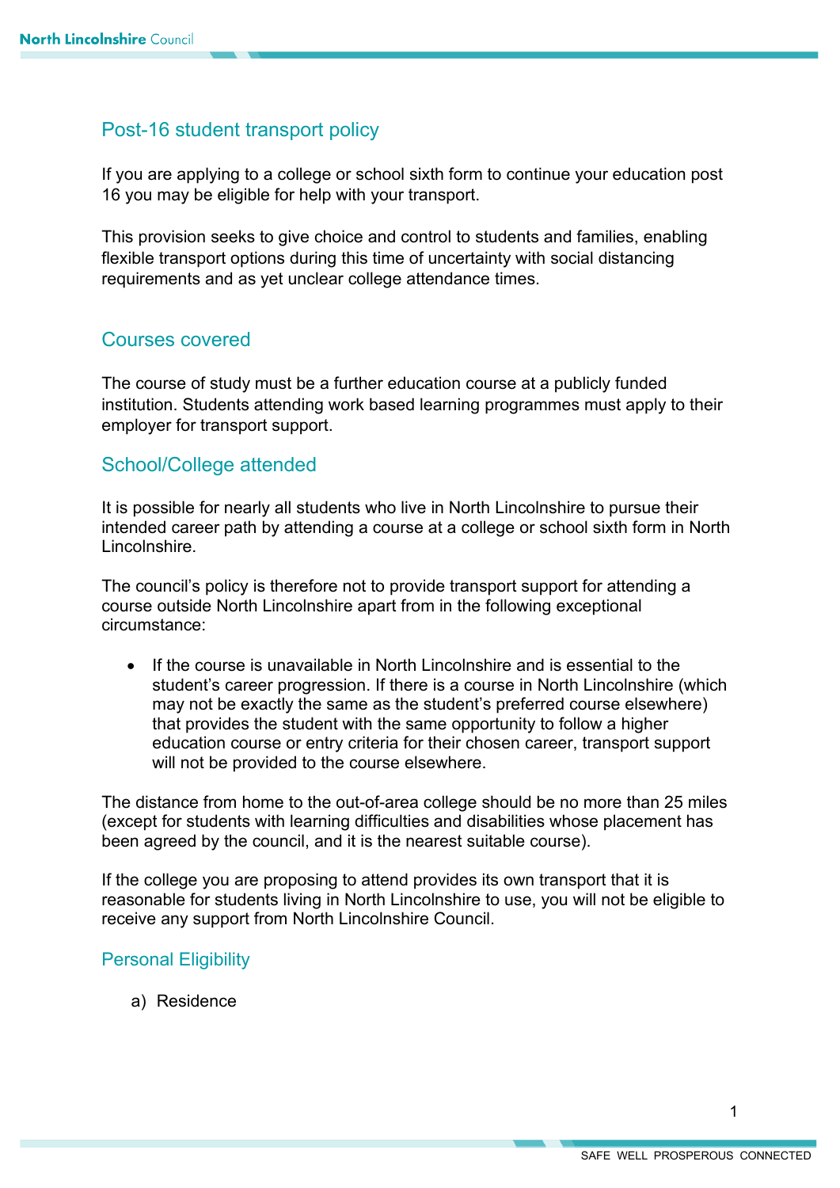## Post-16 student transport policy

If you are applying to a college or school sixth form to continue your education post 16 you may be eligible for help with your transport.

This provision seeks to give choice and control to students and families, enabling flexible transport options during this time of uncertainty with social distancing requirements and as yet unclear college attendance times.

## Courses covered

The course of study must be a further education course at a publicly funded institution. Students attending work based learning programmes must apply to their employer for transport support.

## School/College attended

It is possible for nearly all students who live in North Lincolnshire to pursue their intended career path by attending a course at a college or school sixth form in North Lincolnshire.

The council's policy is therefore not to provide transport support for attending a course outside North Lincolnshire apart from in the following exceptional circumstance:

- If the course is unavailable in North Lincolnshire and is essential to the student's career progression. If there is a course in North Lincolnshire (which may not be exactly the same as the student's preferred course elsewhere) that provides the student with the same opportunity to follow a higher education course or entry criteria for their chosen career, transport support will not be provided to the course elsewhere.

The distance from home to the out-of-area college should be no more than 25 miles (except for students with learning difficulties and disabilities whose placement has been agreed by the council, and it is the nearest suitable course).

If the college you are proposing to attend provides its own transport that it is reasonable for students living in North Lincolnshire to use, you will not be eligible to receive any support from North Lincolnshire Council.

## Personal Eligibility

a) Residence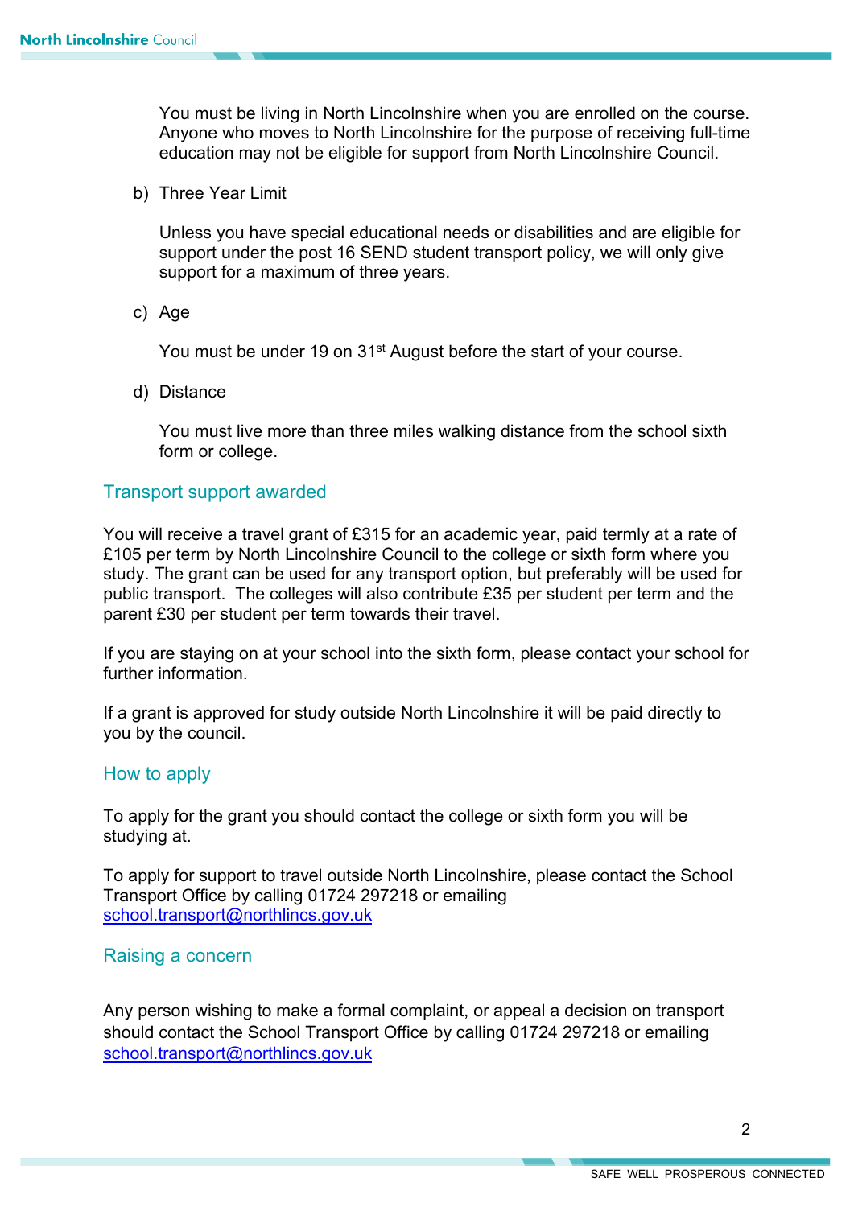You must be living in North Lincolnshire when you are enrolled on the course. Anyone who moves to North Lincolnshire for the purpose of receiving full-time education may not be eligible for support from North Lincolnshire Council.

b) Three Year Limit

Unless you have special educational needs or disabilities and are eligible for support under the post 16 SEND student transport policy, we will only give support for a maximum of three years.

c) Age

You must be under 19 on 31st August before the start of your course.

d) Distance

You must live more than three miles walking distance from the school sixth form or college.

## Transport support awarded

You will receive a travel grant of £315 for an academic year, paid termly at a rate of £105 per term by North Lincolnshire Council to the college or sixth form where you study. The grant can be used for any transport option, but preferably will be used for public transport. The colleges will also contribute £35 per student per term and the parent £30 per student per term towards their travel.

If you are staying on at your school into the sixth form, please contact your school for further information.

If a grant is approved for study outside North Lincolnshire it will be paid directly to you by the council.

## How to apply

To apply for the grant you should contact the college or sixth form you will be studying at.

To apply for support to travel outside North Lincolnshire, please contact the School Transport Office by calling 01724 297218 or emailing school.transport@northlincs.gov.uk

## Raising a concern

Any person wishing to make a formal complaint, or appeal a decision on transport should contact the School Transport Office by calling 01724 297218 or emailing school.transport@northlincs.gov.uk